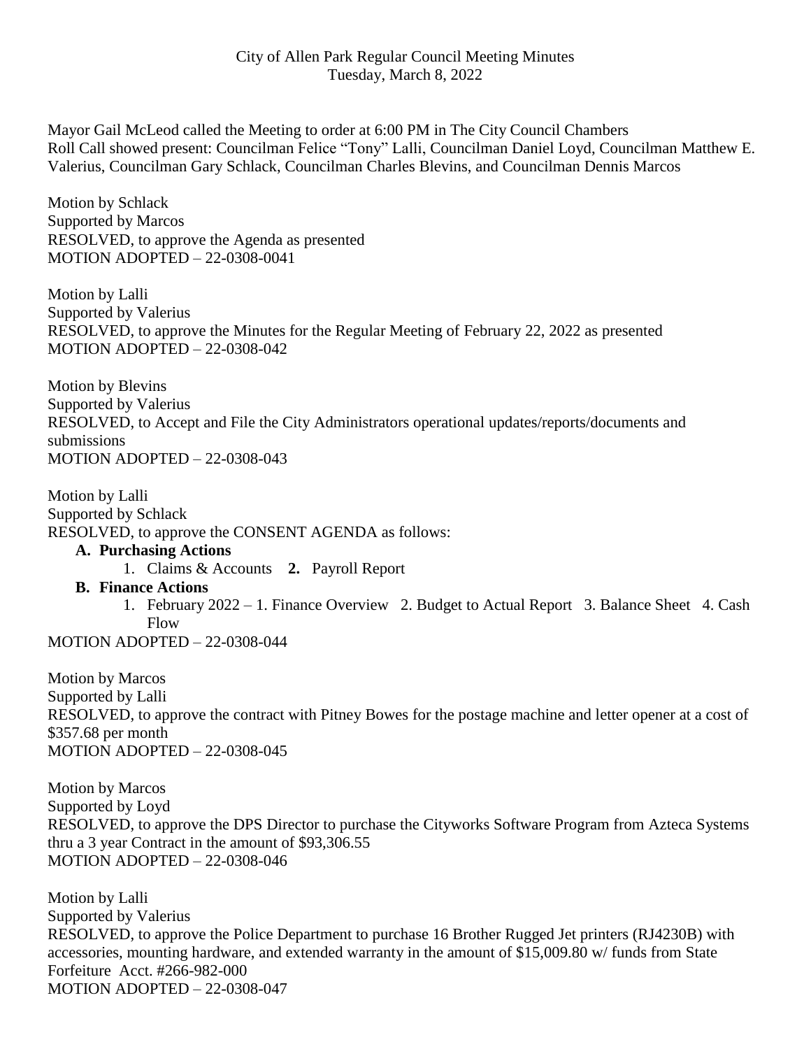City of Allen Park Regular Council Meeting Minutes
Tuesday, March 8, 2022

Mayor Gail McLeod called the Meeting to order at 6:00 PM in The City Council Chambers
Roll Call showed present: Councilman Felice "Tony" Lalli, Councilman Daniel Loyd, Councilman Matthew E. Valerius, Councilman Gary Schlack, Councilman Charles Blevins, and Councilman Dennis Marcos

Motion by Schlack
Supported by Marcos
RESOLVED, to approve the Agenda as presented
MOTION ADOPTED – 22-0308-0041

Motion by Lalli
Supported by Valerius
RESOLVED, to approve the Minutes for the Regular Meeting of February 22, 2022 as presented
MOTION ADOPTED – 22-0308-042

Motion by Blevins
Supported by Valerius
RESOLVED, to Accept and File the City Administrators operational updates/reports/documents and submissions
MOTION ADOPTED – 22-0308-043

Motion by Lalli
Supported by Schlack
RESOLVED, to approve the CONSENT AGENDA as follows:

- **A. Purchasing Actions**
  1. Claims & Accounts **2.** Payroll Report
- **B. Finance Actions**
  1. February 2022 – 1. Finance Overview 2. Budget to Actual Report 3. Balance Sheet 4. Cash Flow

MOTION ADOPTED – 22-0308-044

Motion by Marcos
Supported by Lalli
RESOLVED, to approve the contract with Pitney Bowes for the postage machine and letter opener at a cost of $357.68 per month
MOTION ADOPTED – 22-0308-045

Motion by Marcos
Supported by Loyd
RESOLVED, to approve the DPS Director to purchase the Cityworks Software Program from Azteca Systems thru a 3 year Contract in the amount of $93,306.55
MOTION ADOPTED – 22-0308-046

Motion by Lalli
Supported by Valerius
RESOLVED, to approve the Police Department to purchase 16 Brother Rugged Jet printers (RJ4230B) with accessories, mounting hardware, and extended warranty in the amount of $15,009.80 w/ funds from State Forfeiture Acct. #266-982-000
MOTION ADOPTED – 22-0308-047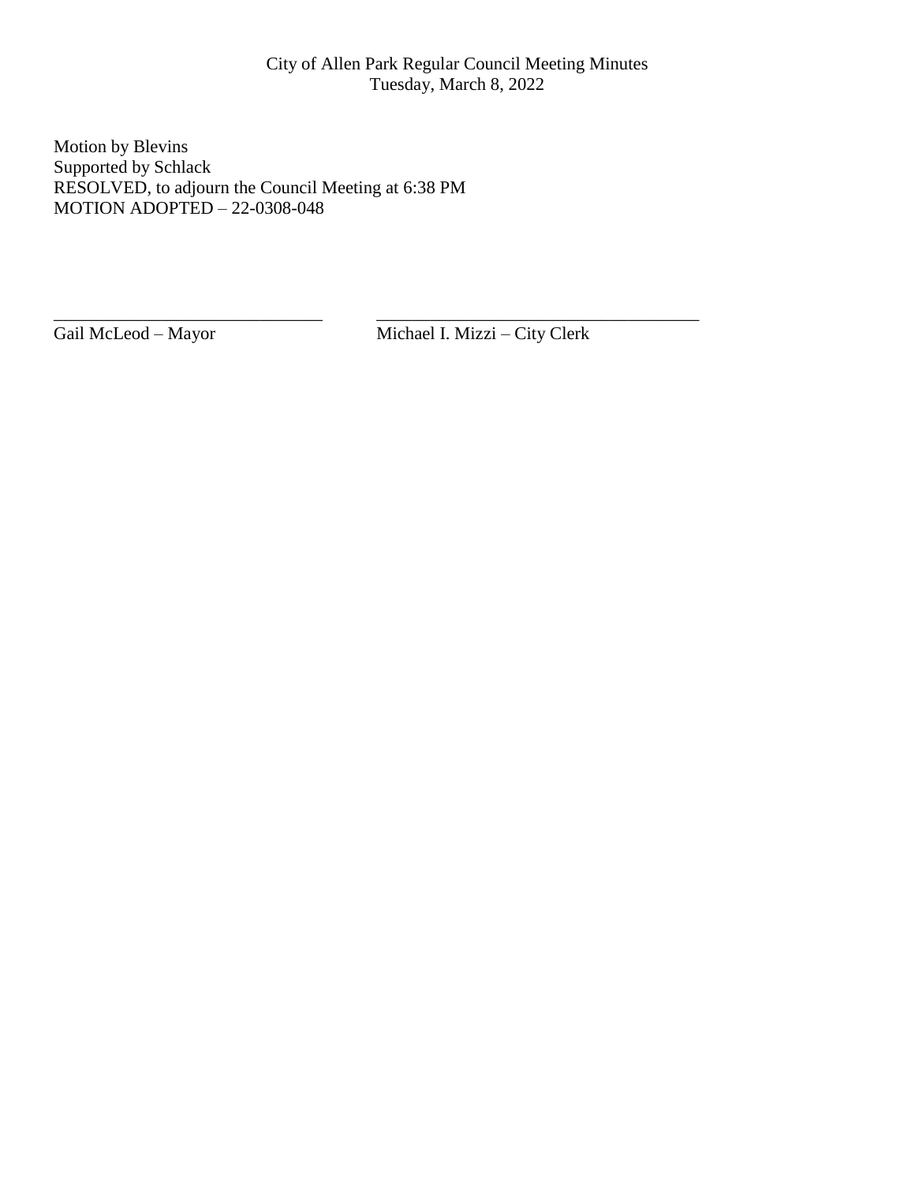Motion by Blevins
Supported by Schlack
RESOLVED, to adjourn the Council Meeting at 6:38 PM
MOTION ADOPTED – 22-0308-048

_______________________________ Gail McLeod – Mayor

_____________________________________ Michael I. Mizzi – City Clerk